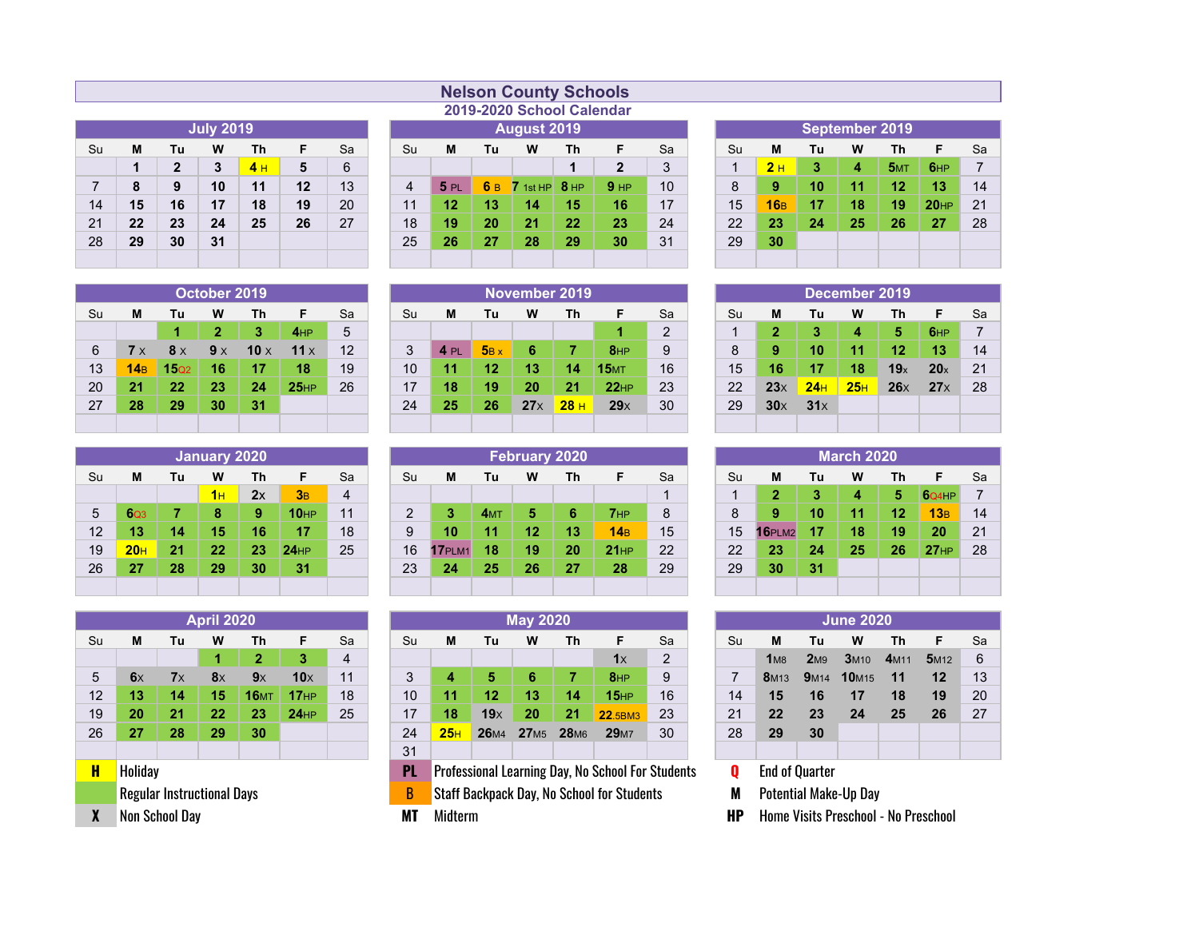# Nelson County Schools

## 2019-2020 School Calendar

### July 2019

| Su | M | Tu | W | Th | F | Sa |
|---|---|---|---|---|---|---|
| | 1 | 2 | 3 | 4 H | 5 | 6 |
| 7 | 8 | 9 | 10 | 11 | 12 | 13 |
| 14 | 15 | 16 | 17 | 18 | 19 | 20 |
| 21 | 22 | 23 | 24 | 25 | 26 | 27 |
| 28 | 29 | 30 | 31 | | | |

### August 2019

| Su | M | Tu | W | Th | F | Sa |
|---|---|---|---|---|---|---|
| | | | | 1 | 2 | 3 |
| 4 | 5 PL | 6 B | 7 1st HP | 8 HP | 9 HP | 10 |
| 11 | 12 | 13 | 14 | 15 | 16 | 17 |
| 18 | 19 | 20 | 21 | 22 | 23 | 24 |
| 25 | 26 | 27 | 28 | 29 | 30 | 31 |

### September 2019

| Su | M | Tu | W | Th | F | Sa |
|---|---|---|---|---|---|---|
| 1 | 2 H | 3 | 4 | 5MT | 6HP | 7 |
| 8 | 9 | 10 | 11 | 12 | 13 | 14 |
| 15 | 16B | 17 | 18 | 19 | 20HP | 21 |
| 22 | 23 | 24 | 25 | 26 | 27 | 28 |
| 29 | 30 | | | | | |

### October 2019

| Su | M | Tu | W | Th | F | Sa |
|---|---|---|---|---|---|---|
| | | 1 | 2 | 3 | 4HP | 5 |
| 6 | 7 x | 8 x | 9 x | 10 x | 11 x | 12 |
| 13 | 14B | 15Q2 | 16 | 17 | 18 | 19 |
| 20 | 21 | 22 | 23 | 24 | 25HP | 26 |
| 27 | 28 | 29 | 30 | 31 | | |

### November 2019

| Su | M | Tu | W | Th | F | Sa |
|---|---|---|---|---|---|---|
| | | | | | 1 | 2 |
| 3 | 4 PL | 5B x | 6 | 7 | 8HP | 9 |
| 10 | 11 | 12 | 13 | 14 | 15MT | 16 |
| 17 | 18 | 19 | 20 | 21 | 22HP | 23 |
| 24 | 25 | 26 | 27x | 28 H | 29x | 30 |

### December 2019

| Su | M | Tu | W | Th | F | Sa |
|---|---|---|---|---|---|---|
| 1 | 2 | 3 | 4 | 5 | 6HP | 7 |
| 8 | 9 | 10 | 11 | 12 | 13 | 14 |
| 15 | 16 | 17 | 18 | 19x | 20x | 21 |
| 22 | 23x | 24H | 25H | 26x | 27x | 28 |
| 29 | 30x | 31x | | | | |

### January 2020

| Su | M | Tu | W | Th | F | Sa |
|---|---|---|---|---|---|---|
| | | | 1H | 2x | 3B | 4 |
| 5 | 6Q3 | 7 | 8 | 9 | 10HP | 11 |
| 12 | 13 | 14 | 15 | 16 | 17 | 18 |
| 19 | 20H | 21 | 22 | 23 | 24HP | 25 |
| 26 | 27 | 28 | 29 | 30 | 31 | |

### February 2020

| Su | M | Tu | W | Th | F | Sa |
|---|---|---|---|---|---|---|
| | | | | | | 1 |
| 2 | 3 | 4MT | 5 | 6 | 7HP | 8 |
| 9 | 10 | 11 | 12 | 13 | 14B | 15 |
| 16 | 17PLM1 | 18 | 19 | 20 | 21HP | 22 |
| 23 | 24 | 25 | 26 | 27 | 28 | 29 |

### March 2020

| Su | M | Tu | W | Th | F | Sa |
|---|---|---|---|---|---|---|
| 1 | 2 | 3 | 4 | 5 | 6Q4HP | 7 |
| 8 | 9 | 10 | 11 | 12 | 13B | 14 |
| 15 | 16PLM2 | 17 | 18 | 19 | 20 | 21 |
| 22 | 23 | 24 | 25 | 26 | 27HP | 28 |
| 29 | 30 | 31 | | | | |

### April 2020

| Su | M | Tu | W | Th | F | Sa |
|---|---|---|---|---|---|---|
| | | | 1 | 2 | 3 | 4 |
| 5 | 6x | 7x | 8x | 9x | 10x | 11 |
| 12 | 13 | 14 | 15 | 16MT | 17HP | 18 |
| 19 | 20 | 21 | 22 | 23 | 24HP | 25 |
| 26 | 27 | 28 | 29 | 30 | | |

### May 2020

| Su | M | Tu | W | Th | F | Sa |
|---|---|---|---|---|---|---|
| | | | | | 1x | 2 |
| 3 | 4 | 5 | 6 | 7 | 8HP | 9 |
| 10 | 11 | 12 | 13 | 14 | 15HP | 16 |
| 17 | 18 | 19x | 20 | 21 | 22.5BM3 | 23 |
| 24 | 25H | 26M4 | 27M5 | 28M6 | 29M7 | 30 |
| 31 | | | | | | |

### June 2020

| Su | M | Tu | W | Th | F | Sa |
|---|---|---|---|---|---|---|
| | 1M8 | 2M9 | 3M10 | 4M11 | 5M12 | 6 |
| 7 | 8M13 | 9M14 | 10M15 | 11 | 12 | 13 |
| 14 | 15 | 16 | 17 | 18 | 19 | 20 |
| 21 | 22 | 23 | 24 | 25 | 26 | 27 |
| 28 | 29 | 30 | | | | |

### Legend

| Code | Meaning |
|---|---|
| H | Holiday |
| (green) | Regular Instructional Days |
| X | Non School Day |
| PL | Professional Learning Day, No School For Students |
| B | Staff Backpack Day, No School for Students |
| MT | Midterm |
| Q | End of Quarter |
| M | Potential Make-Up Day |
| HP | Home Visits Preschool - No Preschool |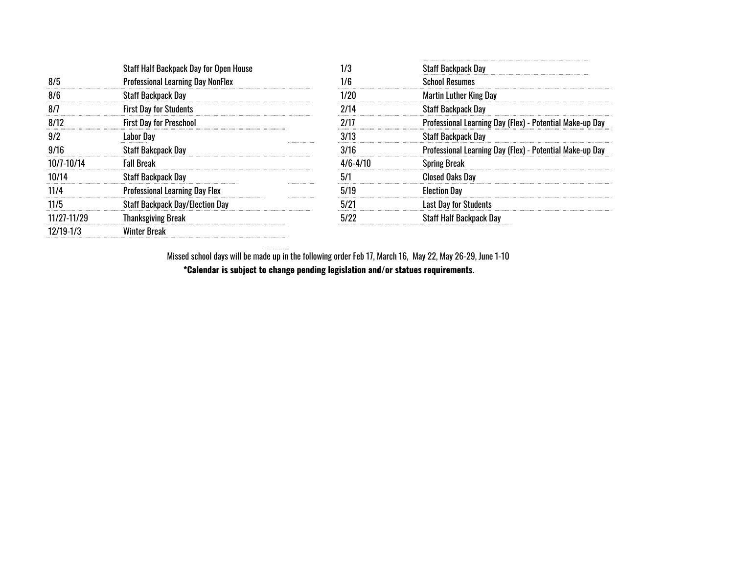| | |
|---|---|
| | Staff Half Backpack Day for Open House |
| 8/5 | Professional Learning Day NonFlex |
| 8/6 | Staff Backpack Day |
| 8/7 | First Day for Students |
| 8/12 | First Day for Preschool |
| 9/2 | Labor Day |
| 9/16 | Staff Bakcpack Day |
| 10/7-10/14 | Fall Break |
| 10/14 | Staff Backpack Day |
| 11/4 | Professional Learning Day Flex |
| 11/5 | Staff Backpack Day/Election Day |
| 11/27-11/29 | Thanksgiving Break |
| 12/19-1/3 | Winter Break |

| | |
|---|---|
| 1/3 | Staff Backpack Day |
| 1/6 | School Resumes |
| 1/20 | Martin Luther King Day |
| 2/14 | Staff Backpack Day |
| 2/17 | Professional Learning Day (Flex) - Potential Make-up Day |
| 3/13 | Staff Backpack Day |
| 3/16 | Professional Learning Day (Flex) - Potential Make-up Day |
| 4/6-4/10 | Spring Break |
| 5/1 | Closed Oaks Day |
| 5/19 | Election Day |
| 5/21 | Last Day for Students |
| 5/22 | Staff Half Backpack Day |

Missed school days will be made up in the following order Feb 17, March 16, May 22, May 26-29, June 1-10

**\*Calendar is subject to change pending legislation and/or statues requirements.**